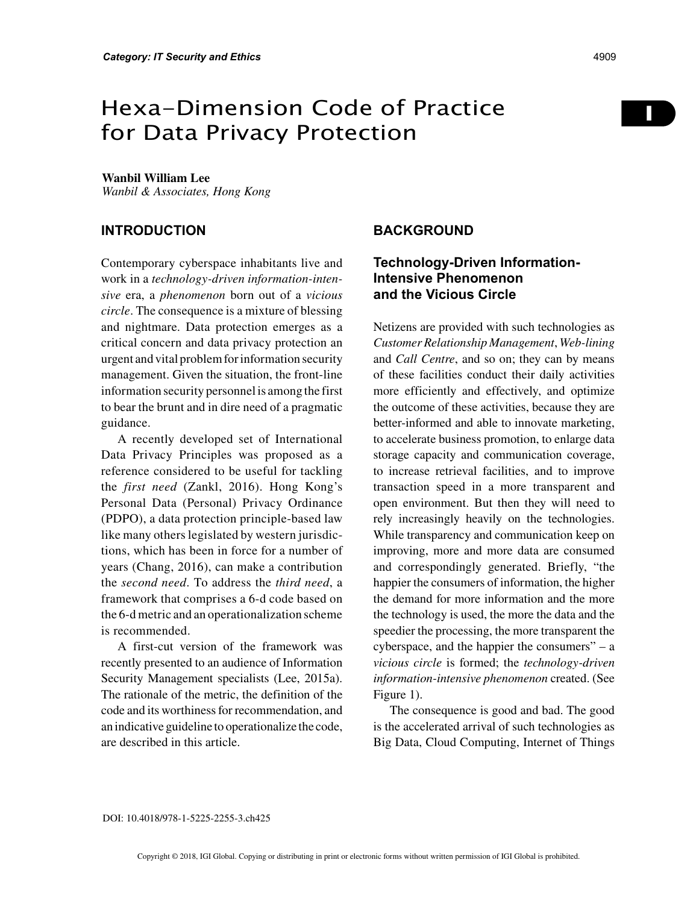# Hexa-Dimension Code of Practice for Data Privacy Protection

**Wanbil William Lee**
*Wanbil & Associates, Hong Kong*

## INTRODUCTION

Contemporary cyberspace inhabitants live and work in a *technology-driven information-intensive* era, a *phenomenon* born out of a *vicious circle*. The consequence is a mixture of blessing and nightmare. Data protection emerges as a critical concern and data privacy protection an urgent and vital problem for information security management. Given the situation, the front-line information security personnel is among the first to bear the brunt and in dire need of a pragmatic guidance.

A recently developed set of International Data Privacy Principles was proposed as a reference considered to be useful for tackling the *first need* (Zankl, 2016). Hong Kong's Personal Data (Personal) Privacy Ordinance (PDPO), a data protection principle-based law like many others legislated by western jurisdictions, which has been in force for a number of years (Chang, 2016), can make a contribution the *second need*. To address the *third need*, a framework that comprises a 6-d code based on the 6-d metric and an operationalization scheme is recommended.

A first-cut version of the framework was recently presented to an audience of Information Security Management specialists (Lee, 2015a). The rationale of the metric, the definition of the code and its worthiness for recommendation, and an indicative guideline to operationalize the code, are described in this article.

## BACKGROUND

### Technology-Driven Information-Intensive Phenomenon and the Vicious Circle

Netizens are provided with such technologies as *Customer Relationship Management*, *Web-lining* and *Call Centre*, and so on; they can by means of these facilities conduct their daily activities more efficiently and effectively, and optimize the outcome of these activities, because they are better-informed and able to innovate marketing, to accelerate business promotion, to enlarge data storage capacity and communication coverage, to increase retrieval facilities, and to improve transaction speed in a more transparent and open environment. But then they will need to rely increasingly heavily on the technologies. While transparency and communication keep on improving, more and more data are consumed and correspondingly generated. Briefly, "the happier the consumers of information, the higher the demand for more information and the more the technology is used, the more the data and the speedier the processing, the more transparent the cyberspace, and the happier the consumers" – a *vicious circle* is formed; the *technology-driven information-intensive phenomenon* created. (See Figure 1).

The consequence is good and bad. The good is the accelerated arrival of such technologies as Big Data, Cloud Computing, Internet of Things

DOI: 10.4018/978-1-5225-2255-3.ch425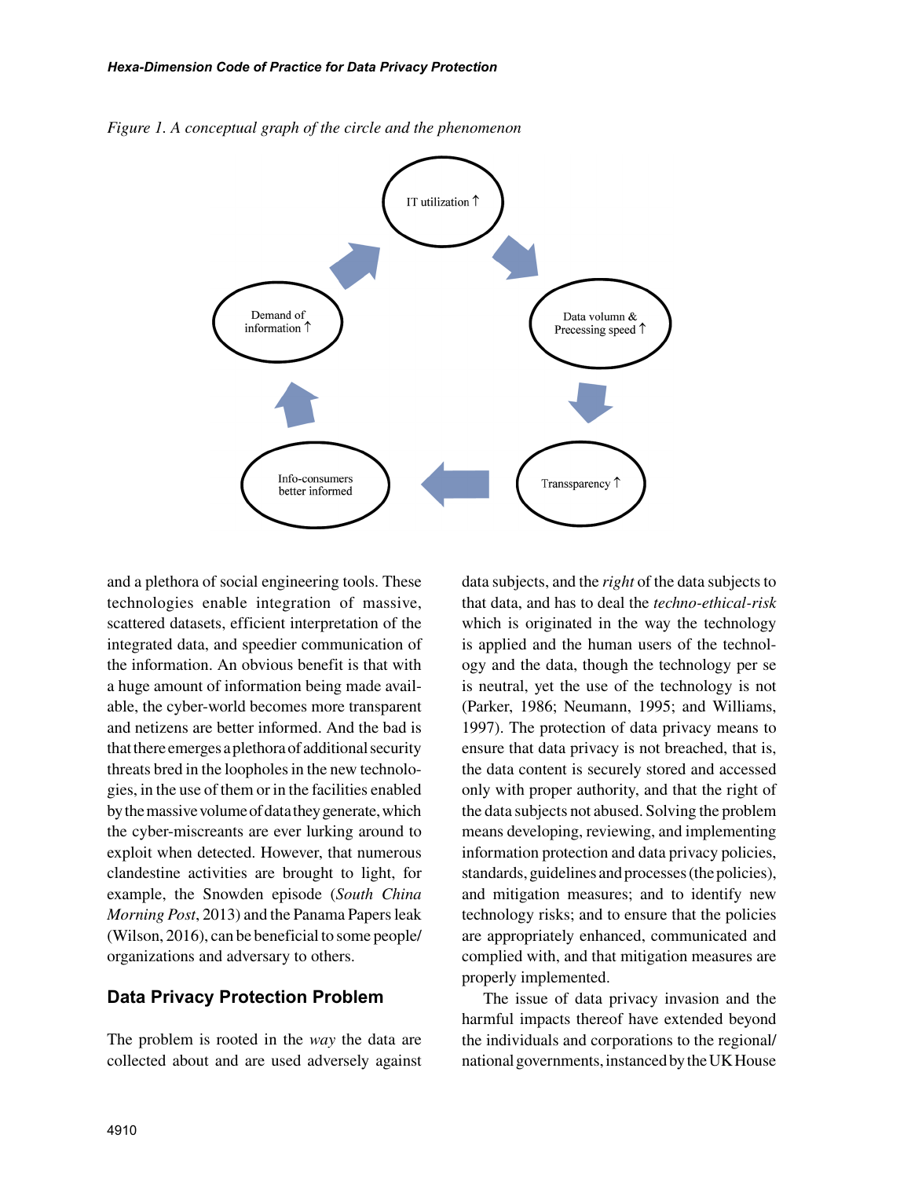*Figure 1. A conceptual graph of the circle and the phenomenon*

IT utilization ↑

Data volumn & Precessing speed ↑

Transsparency ↑

Info-consumers better informed

Demand of information ↑

and a plethora of social engineering tools. These technologies enable integration of massive, scattered datasets, efficient interpretation of the integrated data, and speedier communication of the information. An obvious benefit is that with a huge amount of information being made available, the cyber-world becomes more transparent and netizens are better informed. And the bad is that there emerges a plethora of additional security threats bred in the loopholes in the new technologies, in the use of them or in the facilities enabled by the massive volume of data they generate, which the cyber-miscreants are ever lurking around to exploit when detected. However, that numerous clandestine activities are brought to light, for example, the Snowden episode (*South China Morning Post*, 2013) and the Panama Papers leak (Wilson, 2016), can be beneficial to some people/organizations and adversary to others.

## Data Privacy Protection Problem

The problem is rooted in the *way* the data are collected about and are used adversely against data subjects, and the *right* of the data subjects to that data, and has to deal the *techno-ethical-risk* which is originated in the way the technology is applied and the human users of the technology and the data, though the technology per se is neutral, yet the use of the technology is not (Parker, 1986; Neumann, 1995; and Williams, 1997). The protection of data privacy means to ensure that data privacy is not breached, that is, the data content is securely stored and accessed only with proper authority, and that the right of the data subjects not abused. Solving the problem means developing, reviewing, and implementing information protection and data privacy policies, standards, guidelines and processes (the policies), and mitigation measures; and to identify new technology risks; and to ensure that the policies are appropriately enhanced, communicated and complied with, and that mitigation measures are properly implemented.

The issue of data privacy invasion and the harmful impacts thereof have extended beyond the individuals and corporations to the regional/national governments, instanced by the UK House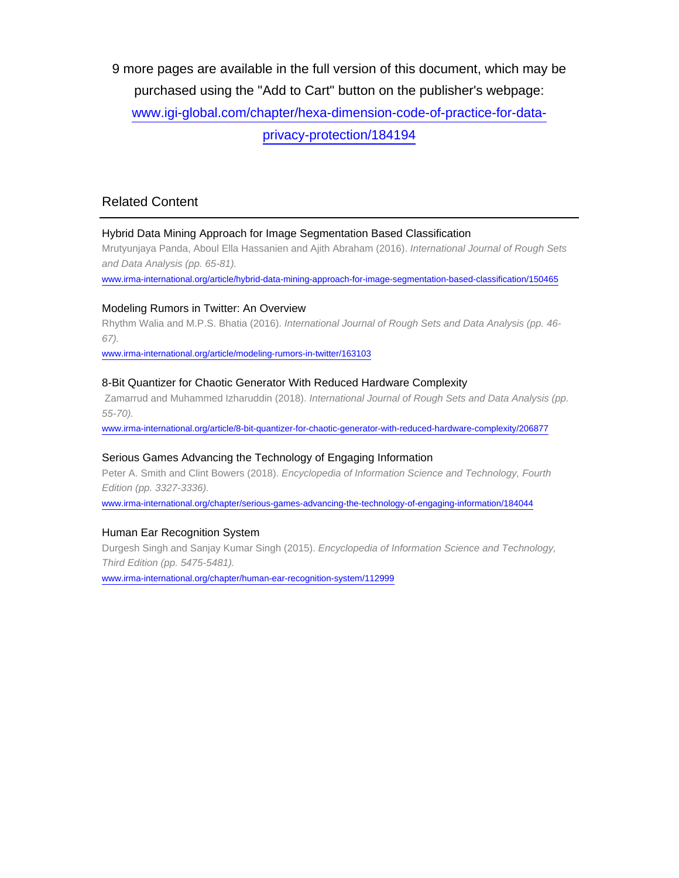9 more pages are available in the full version of this document, which may be purchased using the "Add to Cart" button on the publisher's webpage: www.igi-global.com/chapter/hexa-dimension-code-of-practice-for-data-privacy-protection/184194

## Related Content

**Hybrid Data Mining Approach for Image Segmentation Based Classification**
Mrutyunjaya Panda, Aboul Ella Hassanien and Ajith Abraham (2016). *International Journal of Rough Sets and Data Analysis (pp. 65-81).*
www.irma-international.org/article/hybrid-data-mining-approach-for-image-segmentation-based-classification/150465

**Modeling Rumors in Twitter: An Overview**
Rhythm Walia and M.P.S. Bhatia (2016). *International Journal of Rough Sets and Data Analysis (pp. 46-67).*
www.irma-international.org/article/modeling-rumors-in-twitter/163103

**8-Bit Quantizer for Chaotic Generator With Reduced Hardware Complexity**
Zamarrud and Muhammed Izharuddin (2018). *International Journal of Rough Sets and Data Analysis (pp. 55-70).*
www.irma-international.org/article/8-bit-quantizer-for-chaotic-generator-with-reduced-hardware-complexity/206877

**Serious Games Advancing the Technology of Engaging Information**
Peter A. Smith and Clint Bowers (2018). *Encyclopedia of Information Science and Technology, Fourth Edition (pp. 3327-3336).*
www.irma-international.org/chapter/serious-games-advancing-the-technology-of-engaging-information/184044

**Human Ear Recognition System**
Durgesh Singh and Sanjay Kumar Singh (2015). *Encyclopedia of Information Science and Technology, Third Edition (pp. 5475-5481).*
www.irma-international.org/chapter/human-ear-recognition-system/112999